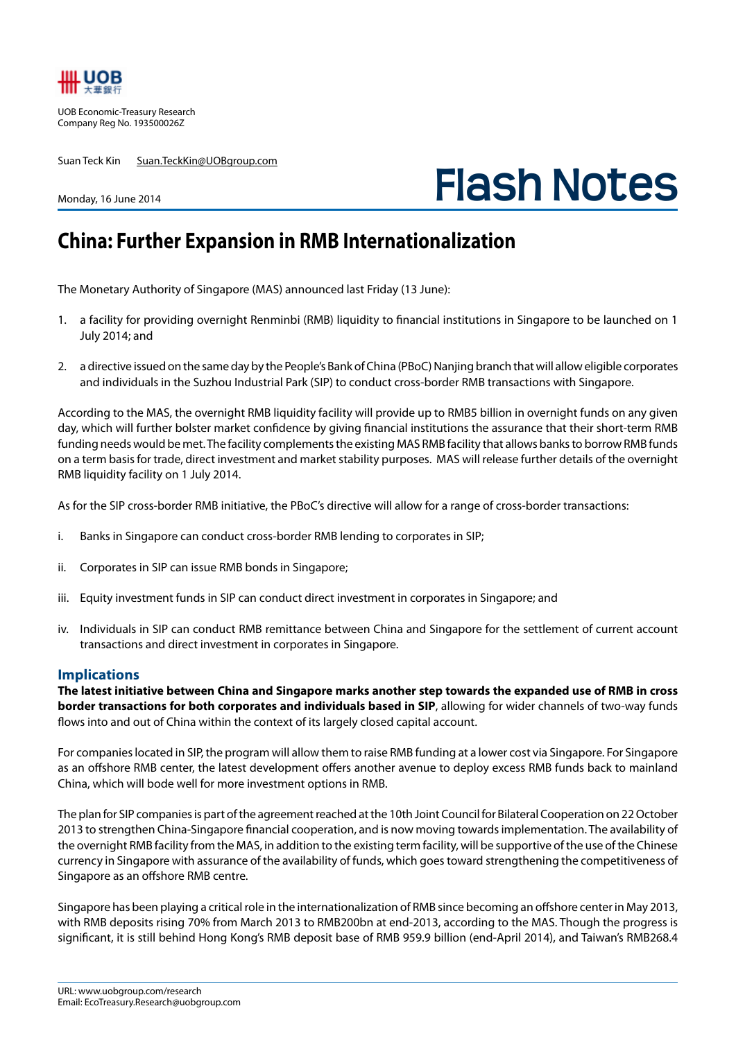UOB Economic-Treasury Research
Company Reg No. 193500026Z

Suan Teck Kin Suan.TeckKin@UOBgroup.com

Monday, 16 June 2014

# Flash Notes

## China: Further Expansion in RMB Internationalization

The Monetary Authority of Singapore (MAS) announced last Friday (13 June):

1. a facility for providing overnight Renminbi (RMB) liquidity to financial institutions in Singapore to be launched on 1 July 2014; and
2. a directive issued on the same day by the People's Bank of China (PBoC) Nanjing branch that will allow eligible corporates and individuals in the Suzhou Industrial Park (SIP) to conduct cross-border RMB transactions with Singapore.

According to the MAS, the overnight RMB liquidity facility will provide up to RMB5 billion in overnight funds on any given day, which will further bolster market confidence by giving financial institutions the assurance that their short-term RMB funding needs would be met. The facility complements the existing MAS RMB facility that allows banks to borrow RMB funds on a term basis for trade, direct investment and market stability purposes. MAS will release further details of the overnight RMB liquidity facility on 1 July 2014.

As for the SIP cross-border RMB initiative, the PBoC's directive will allow for a range of cross-border transactions:

i. Banks in Singapore can conduct cross-border RMB lending to corporates in SIP;

ii. Corporates in SIP can issue RMB bonds in Singapore;

iii. Equity investment funds in SIP can conduct direct investment in corporates in Singapore; and

iv. Individuals in SIP can conduct RMB remittance between China and Singapore for the settlement of current account transactions and direct investment in corporates in Singapore.

### Implications

**The latest initiative between China and Singapore marks another step towards the expanded use of RMB in cross border transactions for both corporates and individuals based in SIP**, allowing for wider channels of two-way funds flows into and out of China within the context of its largely closed capital account.

For companies located in SIP, the program will allow them to raise RMB funding at a lower cost via Singapore. For Singapore as an offshore RMB center, the latest development offers another avenue to deploy excess RMB funds back to mainland China, which will bode well for more investment options in RMB.

The plan for SIP companies is part of the agreement reached at the 10th Joint Council for Bilateral Cooperation on 22 October 2013 to strengthen China-Singapore financial cooperation, and is now moving towards implementation. The availability of the overnight RMB facility from the MAS, in addition to the existing term facility, will be supportive of the use of the Chinese currency in Singapore with assurance of the availability of funds, which goes toward strengthening the competitiveness of Singapore as an offshore RMB centre.

Singapore has been playing a critical role in the internationalization of RMB since becoming an offshore center in May 2013, with RMB deposits rising 70% from March 2013 to RMB200bn at end-2013, according to the MAS. Though the progress is significant, it is still behind Hong Kong's RMB deposit base of RMB 959.9 billion (end-April 2014), and Taiwan's RMB268.4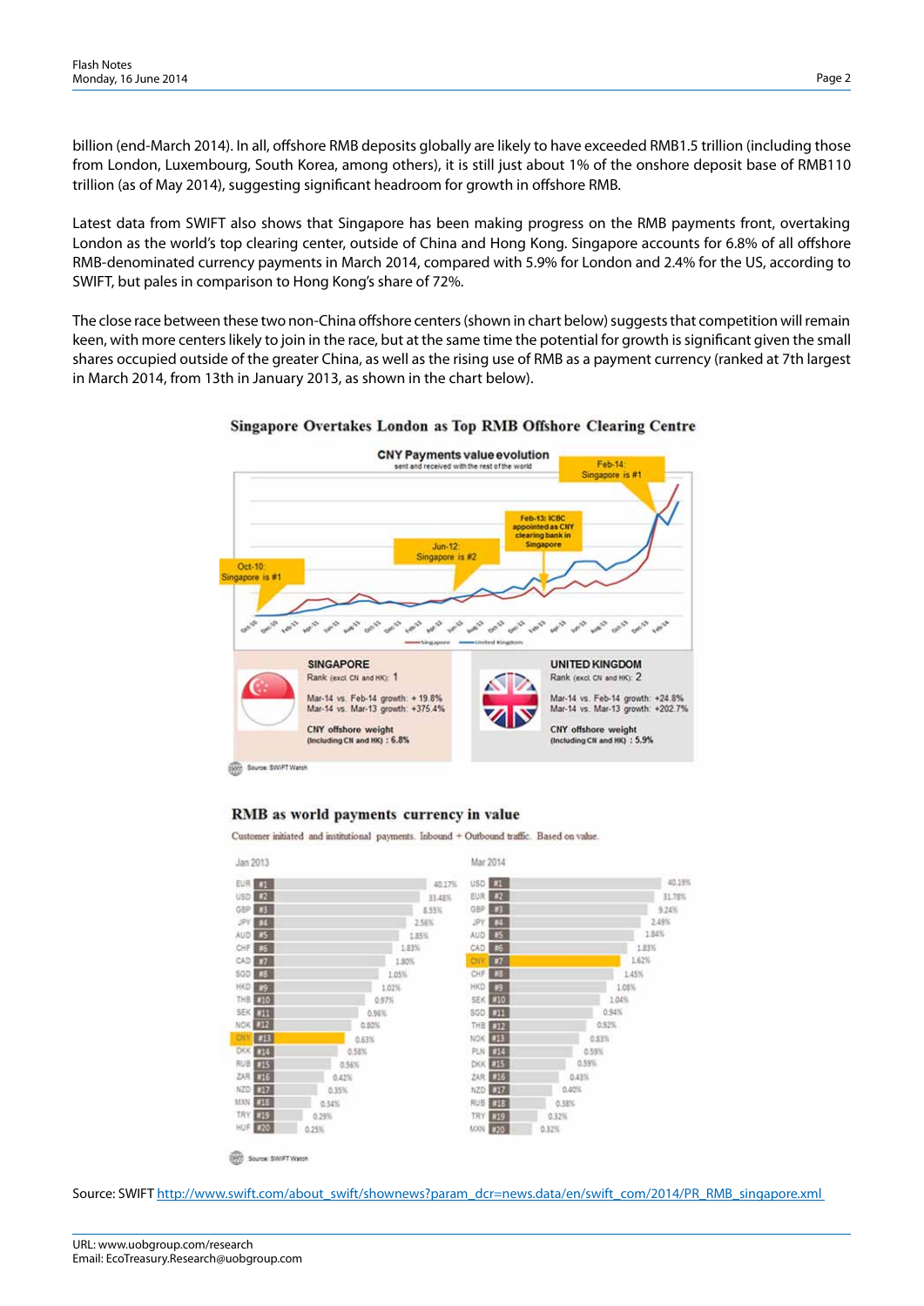billion (end-March 2014). In all, offshore RMB deposits globally are likely to have exceeded RMB1.5 trillion (including those from London, Luxembourg, South Korea, among others), it is still just about 1% of the onshore deposit base of RMB110 trillion (as of May 2014), suggesting significant headroom for growth in offshore RMB.

Latest data from SWIFT also shows that Singapore has been making progress on the RMB payments front, overtaking London as the world's top clearing center, outside of China and Hong Kong. Singapore accounts for 6.8% of all offshore RMB-denominated currency payments in March 2014, compared with 5.9% for London and 2.4% for the US, according to SWIFT, but pales in comparison to Hong Kong's share of 72%.

The close race between these two non-China offshore centers (shown in chart below) suggests that competition will remain keen, with more centers likely to join in the race, but at the same time the potential for growth is significant given the small shares occupied outside of the greater China, as well as the rising use of RMB as a payment currency (ranked at 7th largest in March 2014, from 13th in January 2013, as shown in the chart below).

**Singapore Overtakes London as Top RMB Offshore Clearing Centre**

CNY Payments value evolution
sent and received with the rest of the world

Oct-10: Singapore is #1
Jun-12: Singapore is #2
Feb-13: ICBC appointed as CNY clearing bank in Singapore
Feb-14: Singapore is #1

Singapore — United Kingdom

| SINGAPORE | UNITED KINGDOM |
|---|---|
| Rank (excl. CN and HK): 1 | Rank (excl. CN and HK): 2 |
| Mar-14 vs. Feb-14 growth: + 19.8% | Mar-14 vs. Feb-14 growth: +24.8% |
| Mar-14 vs. Mar-13 growth: +375.4% | Mar-14 vs. Mar-13 growth: +202.7% |
| CNY offshore weight (including CN and HK): 6.8% | CNY offshore weight (including CN and HK): 5.9% |

Source: SWIFT Watch

**RMB as world payments currency in value**

Customer initiated and institutional payments. Inbound + Outbound traffic. Based on value.

| Rank | Jan 2013 | Share | Mar 2014 | Share |
|---|---|---|---|---|
| #1 | EUR | 40.17% | USD | 40.19% |
| #2 | USD | 33.48% | EUR | 31.78% |
| #3 | GBP | 8.55% | GBP | 9.24% |
| #4 | JPY | 2.56% | JPY | 2.49% |
| #5 | AUD | 1.85% | AUD | 1.84% |
| #6 | CHF | 1.83% | CAD | 1.83% |
| #7 | CAD | 1.80% | CNY | 1.62% |
| #8 | SGD | 1.05% | CHF | 1.45% |
| #9 | HKD | 1.02% | HKD | 1.08% |
| #10 | THB | 0.97% | SEK | 1.04% |
| #11 | SEK | 0.96% | SGD | 0.94% |
| #12 | NOK | 0.80% | THB | 0.92% |
| #13 | CNY | 0.63% | NOK | 0.83% |
| #14 | DKK | 0.58% | PLN | 0.59% |
| #15 | RUB | 0.56% | DKK | 0.59% |
| #16 | ZAR | 0.42% | ZAR | 0.43% |
| #17 | NZD | 0.35% | NZD | 0.40% |
| #18 | MXN | 0.34% | RUB | 0.38% |
| #19 | TRY | 0.29% | TRY | 0.32% |
| #20 | HUF | 0.25% | MXN | 0.32% |

Source: SWIFT Watch

Source: SWIFT http://www.swift.com/about_swift/shownews?param_dcr=news.data/en/swift_com/2014/PR_RMB_singapore.xml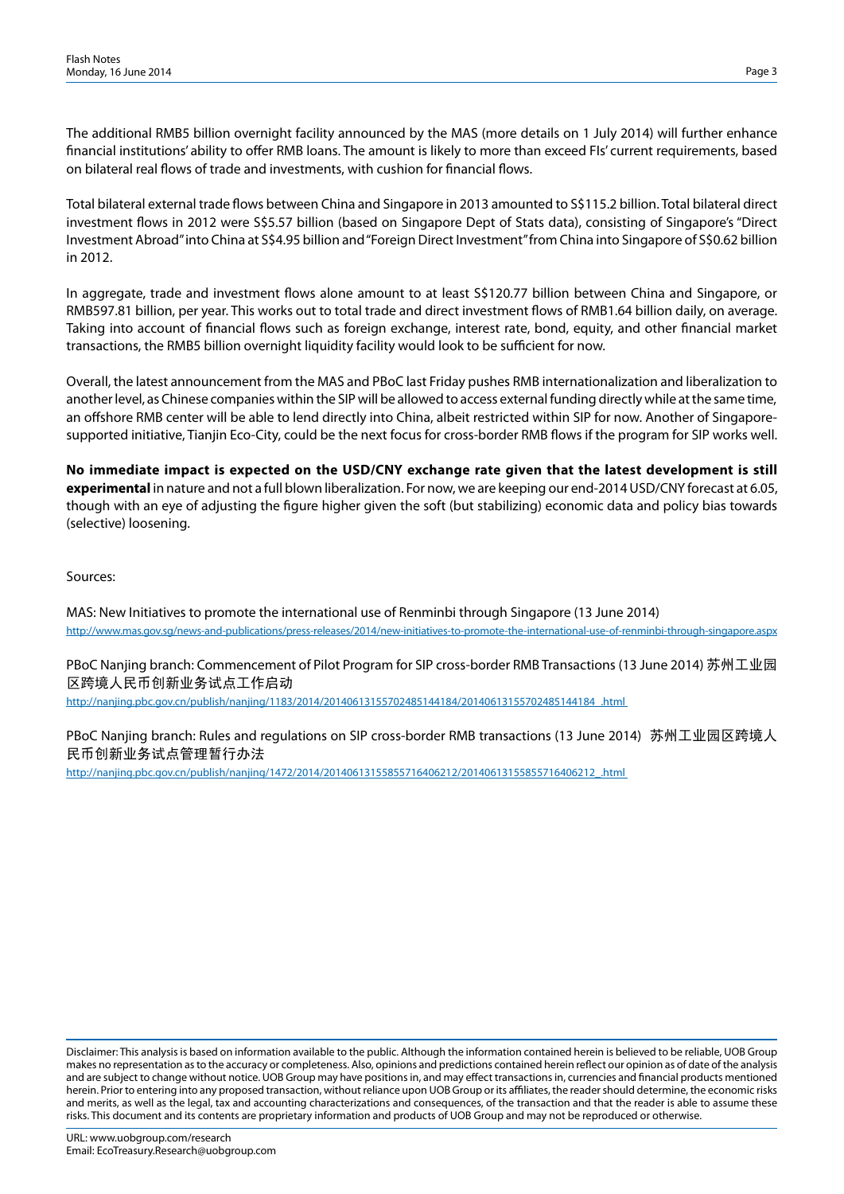The additional RMB5 billion overnight facility announced by the MAS (more details on 1 July 2014) will further enhance financial institutions' ability to offer RMB loans. The amount is likely to more than exceed FIs' current requirements, based on bilateral real flows of trade and investments, with cushion for financial flows.

Total bilateral external trade flows between China and Singapore in 2013 amounted to S$115.2 billion. Total bilateral direct investment flows in 2012 were S$5.57 billion (based on Singapore Dept of Stats data), consisting of Singapore's "Direct Investment Abroad" into China at S$4.95 billion and "Foreign Direct Investment" from China into Singapore of S$0.62 billion in 2012.

In aggregate, trade and investment flows alone amount to at least S$120.77 billion between China and Singapore, or RMB597.81 billion, per year. This works out to total trade and direct investment flows of RMB1.64 billion daily, on average. Taking into account of financial flows such as foreign exchange, interest rate, bond, equity, and other financial market transactions, the RMB5 billion overnight liquidity facility would look to be sufficient for now.

Overall, the latest announcement from the MAS and PBoC last Friday pushes RMB internationalization and liberalization to another level, as Chinese companies within the SIP will be allowed to access external funding directly while at the same time, an offshore RMB center will be able to lend directly into China, albeit restricted within SIP for now. Another of Singapore-supported initiative, Tianjin Eco-City, could be the next focus for cross-border RMB flows if the program for SIP works well.

**No immediate impact is expected on the USD/CNY exchange rate given that the latest development is still experimental** in nature and not a full blown liberalization. For now, we are keeping our end-2014 USD/CNY forecast at 6.05, though with an eye of adjusting the figure higher given the soft (but stabilizing) economic data and policy bias towards (selective) loosening.

Sources:

MAS: New Initiatives to promote the international use of Renminbi through Singapore (13 June 2014)
http://www.mas.gov.sg/news-and-publications/press-releases/2014/new-initiatives-to-promote-the-international-use-of-renminbi-through-singapore.aspx

PBoC Nanjing branch: Commencement of Pilot Program for SIP cross-border RMB Transactions (13 June 2014) 苏州工业园区跨境人民币创新业务试点工作启动
http://nanjing.pbc.gov.cn/publish/nanjing/1183/2014/20140613155702485144184/20140613155702485144184_.html

PBoC Nanjing branch: Rules and regulations on SIP cross-border RMB transactions (13 June 2014) 苏州工业园区跨境人民币创新业务试点管理暂行办法
http://nanjing.pbc.gov.cn/publish/nanjing/1472/2014/20140613155855716406212/20140613155855716406212_.html

Disclaimer: This analysis is based on information available to the public. Although the information contained herein is believed to be reliable, UOB Group makes no representation as to the accuracy or completeness. Also, opinions and predictions contained herein reflect our opinion as of date of the analysis and are subject to change without notice. UOB Group may have positions in, and may effect transactions in, currencies and financial products mentioned herein. Prior to entering into any proposed transaction, without reliance upon UOB Group or its affiliates, the reader should determine, the economic risks and merits, as well as the legal, tax and accounting characterizations and consequences, of the transaction and that the reader is able to assume these risks. This document and its contents are proprietary information and products of UOB Group and may not be reproduced or otherwise.

URL: www.uobgroup.com/research
Email: EcoTreasury.Research@uobgroup.com